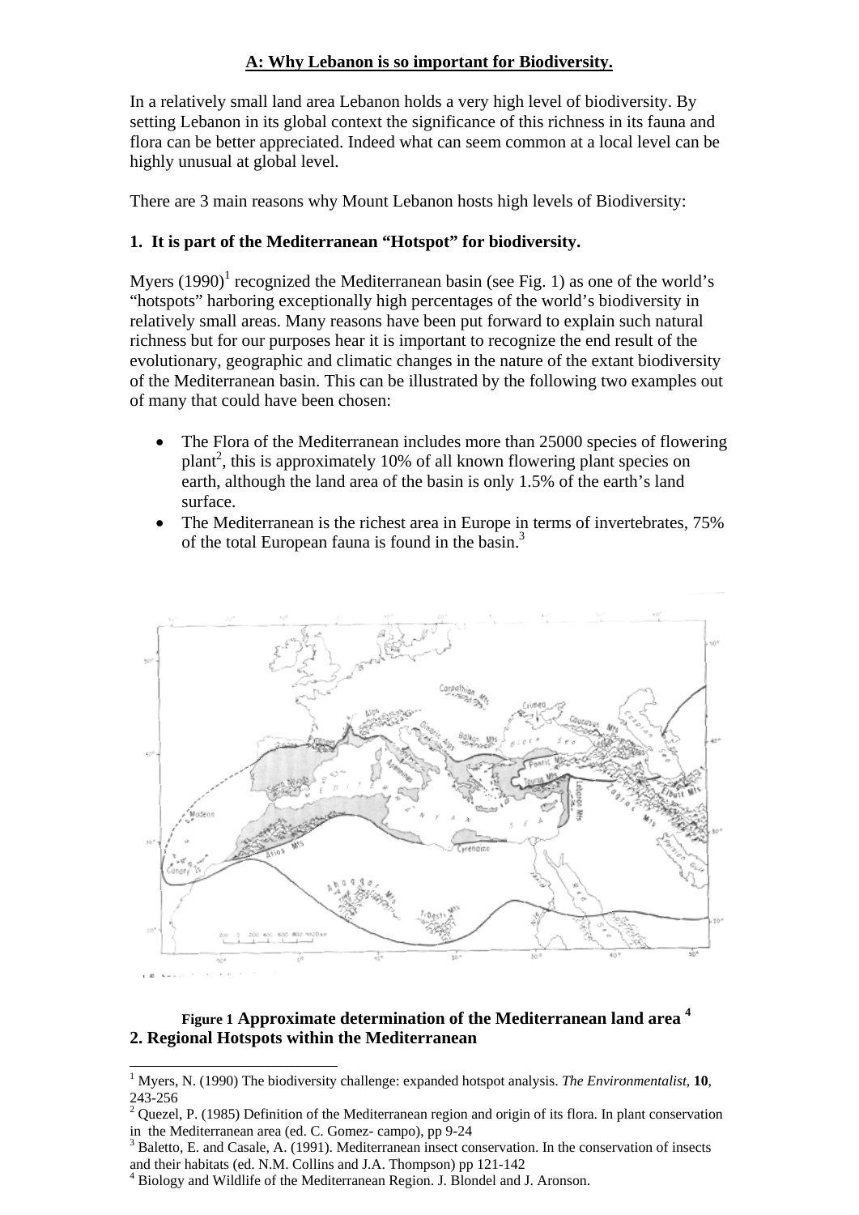## A: Why Lebanon is so important for Biodiversity.

In a relatively small land area Lebanon holds a very high level of biodiversity. By setting Lebanon in its global context the significance of this richness in its fauna and flora can be better appreciated. Indeed what can seem common at a local level can be highly unusual at global level.

There are 3 main reasons why Mount Lebanon hosts high levels of Biodiversity:

### 1. It is part of the Mediterranean "Hotspot" for biodiversity.

Myers (1990)[1] recognized the Mediterranean basin (see Fig. 1) as one of the world's "hotspots" harboring exceptionally high percentages of the world's biodiversity in relatively small areas. Many reasons have been put forward to explain such natural richness but for our purposes hear it is important to recognize the end result of the evolutionary, geographic and climatic changes in the nature of the extant biodiversity of the Mediterranean basin. This can be illustrated by the following two examples out of many that could have been chosen:

- The Flora of the Mediterranean includes more than 25000 species of flowering plant[2], this is approximately 10% of all known flowering plant species on earth, although the land area of the basin is only 1.5% of the earth's land surface.
- The Mediterranean is the richest area in Europe in terms of invertebrates, 75% of the total European fauna is found in the basin.[3]

**Figure 1 Approximate determination of the Mediterranean land area [4]**

### 2. Regional Hotspots within the Mediterranean

---

[1] Myers, N. (1990) The biodiversity challenge: expanded hotspot analysis. *The Environmentalist,* **10**, 243-256

[2] Quezel, P. (1985) Definition of the Mediterranean region and origin of its flora. In plant conservation in the Mediterranean area (ed. C. Gomez- campo), pp 9-24

[3] Baletto, E. and Casale, A. (1991). Mediterranean insect conservation. In the conservation of insects and their habitats (ed. N.M. Collins and J.A. Thompson) pp 121-142

[4] Biology and Wildlife of the Mediterranean Region. J. Blondel and J. Aronson.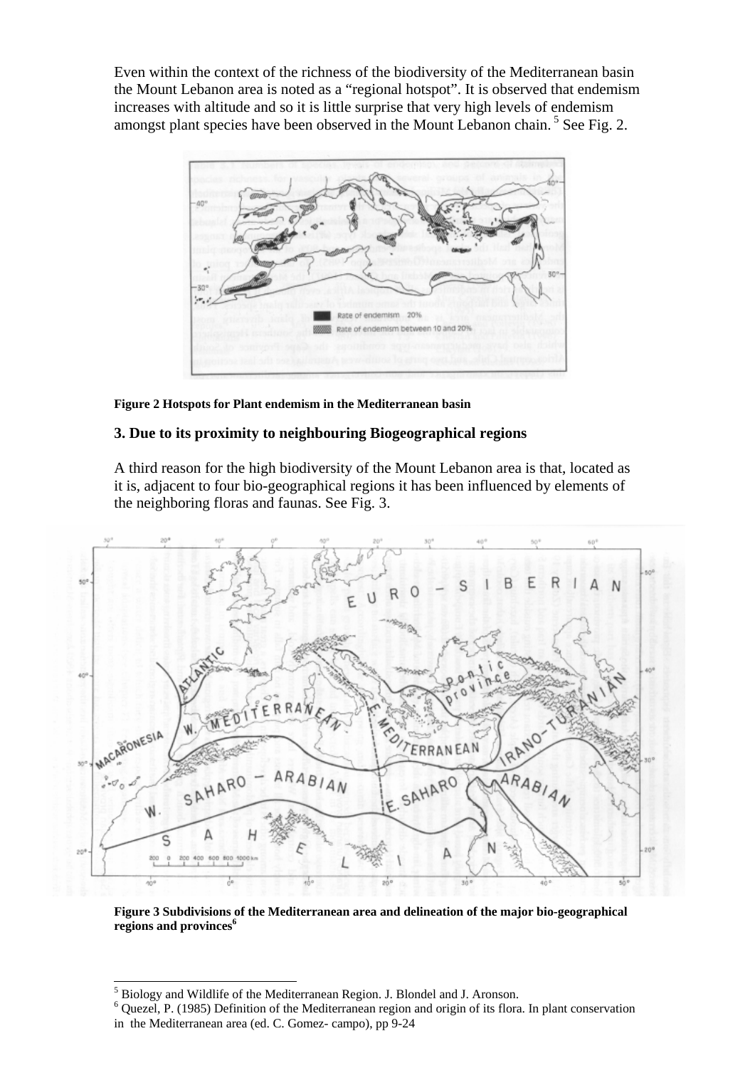Even within the context of the richness of the biodiversity of the Mediterranean basin the Mount Lebanon area is noted as a "regional hotspot". It is observed that endemism increases with altitude and so it is little surprise that very high levels of endemism amongst plant species have been observed in the Mount Lebanon chain.[5] See Fig. 2.

**Figure 2 Hotspots for Plant endemism in the Mediterranean basin**

### 3. Due to its proximity to neighbouring Biogeographical regions

A third reason for the high biodiversity of the Mount Lebanon area is that, located as it is, adjacent to four bio-geographical regions it has been influenced by elements of the neighboring floras and faunas. See Fig. 3.

**Figure 3 Subdivisions of the Mediterranean area and delineation of the major bio-geographical regions and provinces[6]**

---

[5] Biology and Wildlife of the Mediterranean Region. J. Blondel and J. Aronson.

[6] Quezel, P. (1985) Definition of the Mediterranean region and origin of its flora. In plant conservation in the Mediterranean area (ed. C. Gomez- campo), pp 9-24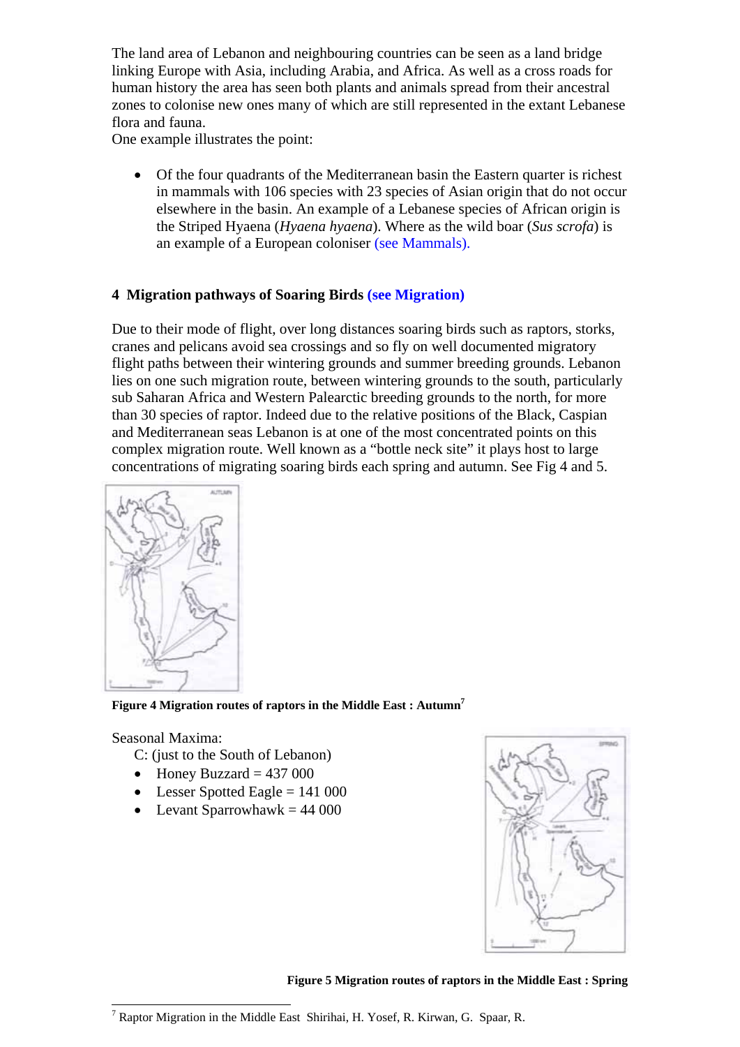The land area of Lebanon and neighbouring countries can be seen as a land bridge linking Europe with Asia, including Arabia, and Africa. As well as a cross roads for human history the area has seen both plants and animals spread from their ancestral zones to colonise new ones many of which are still represented in the extant Lebanese flora and fauna.

One example illustrates the point:

- Of the four quadrants of the Mediterranean basin the Eastern quarter is richest in mammals with 106 species with 23 species of Asian origin that do not occur elsewhere in the basin. An example of a Lebanese species of African origin is the Striped Hyaena (*Hyaena hyaena*). Where as the wild boar (*Sus scrofa*) is an example of a European coloniser (see Mammals).

## 4 Migration pathways of Soaring Birds (see Migration)

Due to their mode of flight, over long distances soaring birds such as raptors, storks, cranes and pelicans avoid sea crossings and so fly on well documented migratory flight paths between their wintering grounds and summer breeding grounds. Lebanon lies on one such migration route, between wintering grounds to the south, particularly sub Saharan Africa and Western Palearctic breeding grounds to the north, for more than 30 species of raptor. Indeed due to the relative positions of the Black, Caspian and Mediterranean seas Lebanon is at one of the most concentrated points on this complex migration route. Well known as a "bottle neck site" it plays host to large concentrations of migrating soaring birds each spring and autumn. See Fig 4 and 5.

**Figure 4 Migration routes of raptors in the Middle East : Autumn**[7]

Seasonal Maxima:

C: (just to the South of Lebanon)

- Honey Buzzard = 437 000
- Lesser Spotted Eagle = 141 000
- Levant Sparrowhawk = 44 000

**Figure 5 Migration routes of raptors in the Middle East : Spring**

[7] Raptor Migration in the Middle East Shirihai, H. Yosef, R. Kirwan, G. Spaar, R.